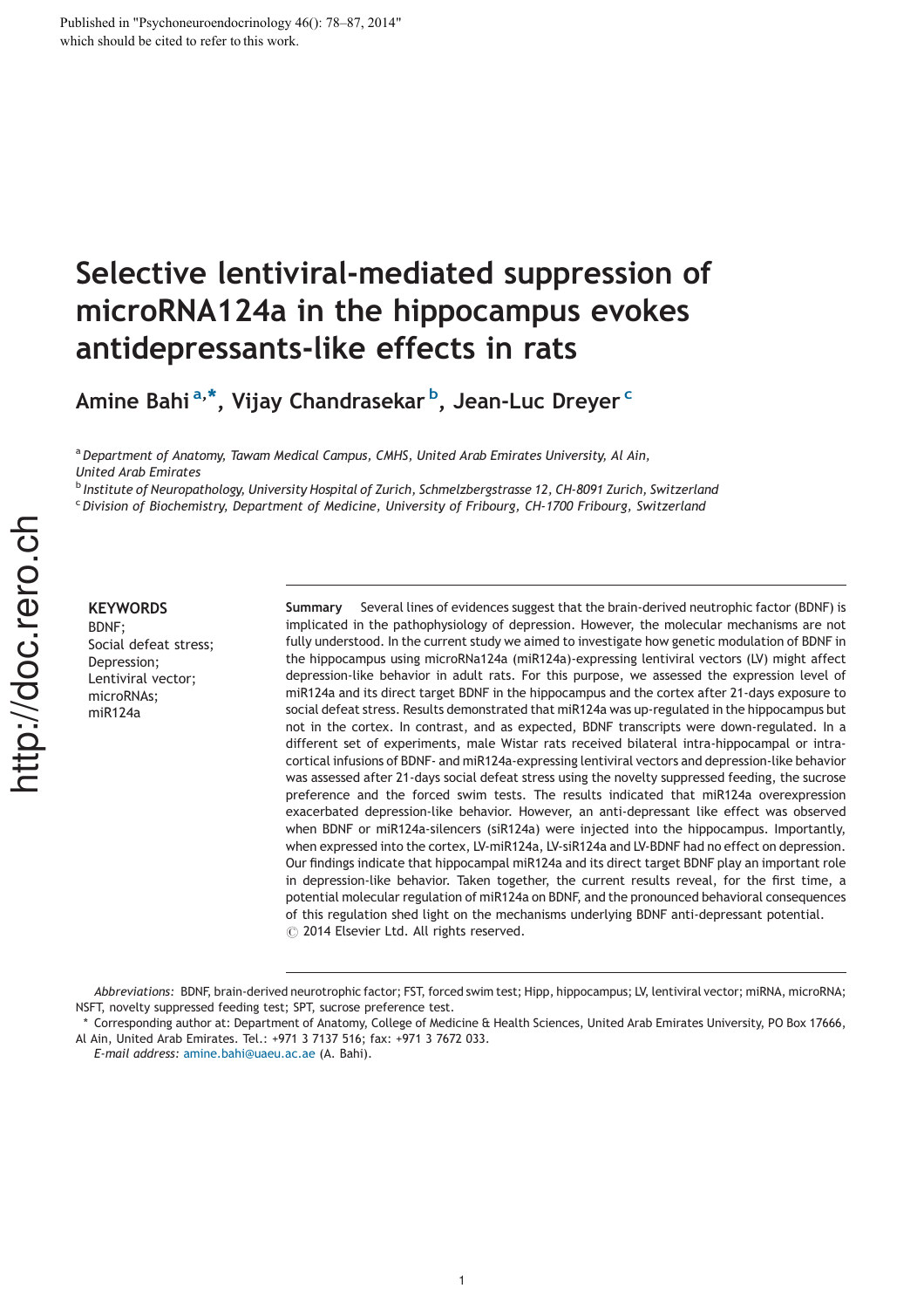Published in "Psychoneuroendocrinology 46(): 78–87, 2014" which should be cited to refer to this work.

# Selective lentiviral-mediated suppression of microRNA124a in the hippocampus evokes antidepressants-like effects in rats

**Amine Bahi** [a,*], **Vijay Chandrasekar** [b], **Jean-Luc Dreyer** [c]

[a] *Department of Anatomy, Tawam Medical Campus, CMHS, United Arab Emirates University, Al Ain, United Arab Emirates*

[b] *Institute of Neuropathology, University Hospital of Zurich, Schmelzbergstrasse 12, CH-8091 Zurich, Switzerland*

[c] *Division of Biochemistry, Department of Medicine, University of Fribourg, CH-1700 Fribourg, Switzerland*

**KEYWORDS**
BDNF;
Social defeat stress;
Depression;
Lentiviral vector;
microRNAs;
miR124a

**Summary** Several lines of evidences suggest that the brain-derived neutrophic factor (BDNF) is implicated in the pathophysiology of depression. However, the molecular mechanisms are not fully understood. In the current study we aimed to investigate how genetic modulation of BDNF in the hippocampus using microRNa124a (miR124a)-expressing lentiviral vectors (LV) might affect depression-like behavior in adult rats. For this purpose, we assessed the expression level of miR124a and its direct target BDNF in the hippocampus and the cortex after 21-days exposure to social defeat stress. Results demonstrated that miR124a was up-regulated in the hippocampus but not in the cortex. In contrast, and as expected, BDNF transcripts were down-regulated. In a different set of experiments, male Wistar rats received bilateral intra-hippocampal or intra-cortical infusions of BDNF- and miR124a-expressing lentiviral vectors and depression-like behavior was assessed after 21-days social defeat stress using the novelty suppressed feeding, the sucrose preference and the forced swim tests. The results indicated that miR124a overexpression exacerbated depression-like behavior. However, an anti-depressant like effect was observed when BDNF or miR124a-silencers (siR124a) were injected into the hippocampus. Importantly, when expressed into the cortex, LV-miR124a, LV-siR124a and LV-BDNF had no effect on depression. Our findings indicate that hippocampal miR124a and its direct target BDNF play an important role in depression-like behavior. Taken together, the current results reveal, for the first time, a potential molecular regulation of miR124a on BDNF, and the pronounced behavioral consequences of this regulation shed light on the mechanisms underlying BDNF anti-depressant potential.
© 2014 Elsevier Ltd. All rights reserved.

*Abbreviations:* BDNF, brain-derived neurotrophic factor; FST, forced swim test; Hipp, hippocampus; LV, lentiviral vector; miRNA, microRNA; NSFT, novelty suppressed feeding test; SPT, sucrose preference test.

\* Corresponding author at: Department of Anatomy, College of Medicine & Health Sciences, United Arab Emirates University, PO Box 17666, Al Ain, United Arab Emirates. Tel.: +971 3 7137 516; fax: +971 3 7672 033.

*E-mail address:* amine.bahi@uaeu.ac.ae (A. Bahi).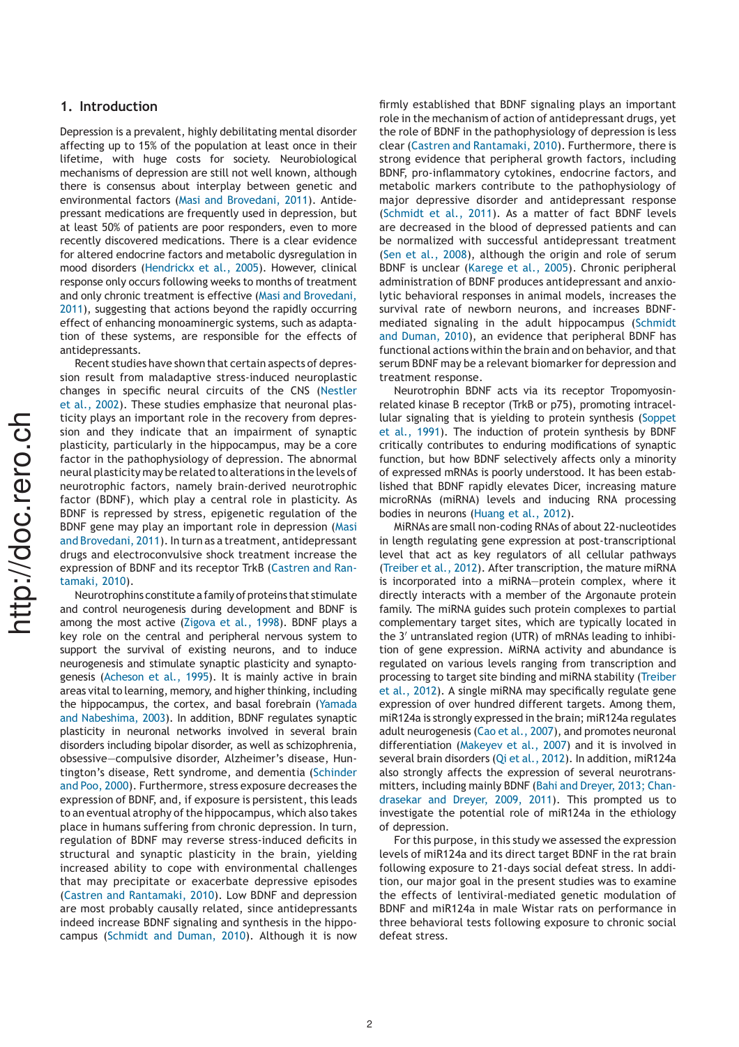## 1. Introduction

Depression is a prevalent, highly debilitating mental disorder affecting up to 15% of the population at least once in their lifetime, with huge costs for society. Neurobiological mechanisms of depression are still not well known, although there is consensus about interplay between genetic and environmental factors (Masi and Brovedani, 2011). Antidepressant medications are frequently used in depression, but at least 50% of patients are poor responders, even to more recently discovered medications. There is a clear evidence for altered endocrine factors and metabolic dysregulation in mood disorders (Hendrickx et al., 2005). However, clinical response only occurs following weeks to months of treatment and only chronic treatment is effective (Masi and Brovedani, 2011), suggesting that actions beyond the rapidly occurring effect of enhancing monoaminergic systems, such as adaptation of these systems, are responsible for the effects of antidepressants.

Recent studies have shown that certain aspects of depression result from maladaptive stress-induced neuroplastic changes in specific neural circuits of the CNS (Nestler et al., 2002). These studies emphasize that neuronal plasticity plays an important role in the recovery from depression and they indicate that an impairment of synaptic plasticity, particularly in the hippocampus, may be a core factor in the pathophysiology of depression. The abnormal neural plasticity may be related to alterations in the levels of neurotrophic factors, namely brain-derived neurotrophic factor (BDNF), which play a central role in plasticity. As BDNF is repressed by stress, epigenetic regulation of the BDNF gene may play an important role in depression (Masi and Brovedani, 2011). In turn as a treatment, antidepressant drugs and electroconvulsive shock treatment increase the expression of BDNF and its receptor TrkB (Castren and Rantamaki, 2010).

Neurotrophins constitute a family of proteins that stimulate and control neurogenesis during development and BDNF is among the most active (Zigova et al., 1998). BDNF plays a key role on the central and peripheral nervous system to support the survival of existing neurons, and to induce neurogenesis and stimulate synaptic plasticity and synaptogenesis (Acheson et al., 1995). It is mainly active in brain areas vital to learning, memory, and higher thinking, including the hippocampus, the cortex, and basal forebrain (Yamada and Nabeshima, 2003). In addition, BDNF regulates synaptic plasticity in neuronal networks involved in several brain disorders including bipolar disorder, as well as schizophrenia, obsessive—compulsive disorder, Alzheimer's disease, Huntington's disease, Rett syndrome, and dementia (Schinder and Poo, 2000). Furthermore, stress exposure decreases the expression of BDNF, and, if exposure is persistent, this leads to an eventual atrophy of the hippocampus, which also takes place in humans suffering from chronic depression. In turn, regulation of BDNF may reverse stress-induced deficits in structural and synaptic plasticity in the brain, yielding increased ability to cope with environmental challenges that may precipitate or exacerbate depressive episodes (Castren and Rantamaki, 2010). Low BDNF and depression are most probably causally related, since antidepressants indeed increase BDNF signaling and synthesis in the hippocampus (Schmidt and Duman, 2010). Although it is now firmly established that BDNF signaling plays an important role in the mechanism of action of antidepressant drugs, yet the role of BDNF in the pathophysiology of depression is less clear (Castren and Rantamaki, 2010). Furthermore, there is strong evidence that peripheral growth factors, including BDNF, pro-inflammatory cytokines, endocrine factors, and metabolic markers contribute to the pathophysiology of major depressive disorder and antidepressant response (Schmidt et al., 2011). As a matter of fact BDNF levels are decreased in the blood of depressed patients and can be normalized with successful antidepressant treatment (Sen et al., 2008), although the origin and role of serum BDNF is unclear (Karege et al., 2005). Chronic peripheral administration of BDNF produces antidepressant and anxiolytic behavioral responses in animal models, increases the survival rate of newborn neurons, and increases BDNF-mediated signaling in the adult hippocampus (Schmidt and Duman, 2010), an evidence that peripheral BDNF has functional actions within the brain and on behavior, and that serum BDNF may be a relevant biomarker for depression and treatment response.

Neurotrophin BDNF acts via its receptor Tropomyosin-related kinase B receptor (TrkB or p75), promoting intracellular signaling that is yielding to protein synthesis (Soppet et al., 1991). The induction of protein synthesis by BDNF critically contributes to enduring modifications of synaptic function, but how BDNF selectively affects only a minority of expressed mRNAs is poorly understood. It has been established that BDNF rapidly elevates Dicer, increasing mature microRNAs (miRNA) levels and inducing RNA processing bodies in neurons (Huang et al., 2012).

MiRNAs are small non-coding RNAs of about 22-nucleotides in length regulating gene expression at post-transcriptional level that act as key regulators of all cellular pathways (Treiber et al., 2012). After transcription, the mature miRNA is incorporated into a miRNA—protein complex, where it directly interacts with a member of the Argonaute protein family. The miRNA guides such protein complexes to partial complementary target sites, which are typically located in the 3′ untranslated region (UTR) of mRNAs leading to inhibition of gene expression. MiRNA activity and abundance is regulated on various levels ranging from transcription and processing to target site binding and miRNA stability (Treiber et al., 2012). A single miRNA may specifically regulate gene expression of over hundred different targets. Among them, miR124a is strongly expressed in the brain; miR124a regulates adult neurogenesis (Cao et al., 2007), and promotes neuronal differentiation (Makeyev et al., 2007) and it is involved in several brain disorders (Qi et al., 2012). In addition, miR124a also strongly affects the expression of several neurotransmitters, including mainly BDNF (Bahi and Dreyer, 2013; Chandrasekar and Dreyer, 2009, 2011). This prompted us to investigate the potential role of miR124a in the ethiology of depression.

For this purpose, in this study we assessed the expression levels of miR124a and its direct target BDNF in the rat brain following exposure to 21-days social defeat stress. In addition, our major goal in the present studies was to examine the effects of lentiviral-mediated genetic modulation of BDNF and miR124a in male Wistar rats on performance in three behavioral tests following exposure to chronic social defeat stress.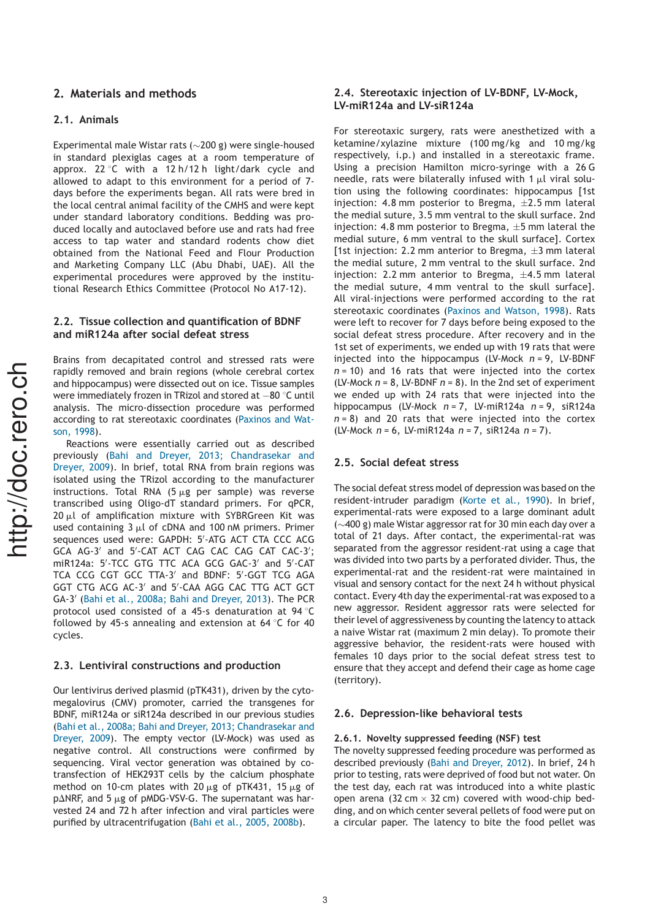## 2. Materials and methods

### 2.1. Animals

Experimental male Wistar rats (~200 g) were single-housed in standard plexiglas cages at a room temperature of approx. 22 °C with a 12 h/12 h light/dark cycle and allowed to adapt to this environment for a period of 7-days before the experiments began. All rats were bred in the local central animal facility of the CMHS and were kept under standard laboratory conditions. Bedding was produced locally and autoclaved before use and rats had free access to tap water and standard rodents chow diet obtained from the National Feed and Flour Production and Marketing Company LLC (Abu Dhabi, UAE). All the experimental procedures were approved by the Institutional Research Ethics Committee (Protocol No A17-12).

### 2.2. Tissue collection and quantification of BDNF and miR124a after social defeat stress

Brains from decapitated control and stressed rats were rapidly removed and brain regions (whole cerebral cortex and hippocampus) were dissected out on ice. Tissue samples were immediately frozen in TRizol and stored at −80 °C until analysis. The micro-dissection procedure was performed according to rat stereotaxic coordinates (Paxinos and Watson, 1998).

Reactions were essentially carried out as described previously (Bahi and Dreyer, 2013; Chandrasekar and Dreyer, 2009). In brief, total RNA from brain regions was isolated using the TRizol according to the manufacturer instructions. Total RNA (5 µg per sample) was reverse transcribed using Oligo-dT standard primers. For qPCR, 20 µl of amplification mixture with SYBRGreen Kit was used containing 3 µl of cDNA and 100 nM primers. Primer sequences used were: GAPDH: 5′-ATG ACT CTA CCC ACG GCA AG-3′ and 5′-CAT ACT CAG CAC CAG CAT CAC-3′; miR124a: 5′-TCC GTG TTC ACA GCG GAC-3′ and 5′-CAT TCA CCG CGT GCC TTA-3′ and BDNF: 5′-GGT TCG AGA GGT CTG ACG AC-3′ and 5′-CAA AGG CAC TTG ACT GCT GA-3′ (Bahi et al., 2008a; Bahi and Dreyer, 2013). The PCR protocol used consisted of a 45-s denaturation at 94 °C followed by 45-s annealing and extension at 64 °C for 40 cycles.

### 2.3. Lentiviral constructions and production

Our lentivirus derived plasmid (pTK431), driven by the cytomegalovirus (CMV) promoter, carried the transgenes for BDNF, miR124a or siR124a described in our previous studies (Bahi et al., 2008a; Bahi and Dreyer, 2013; Chandrasekar and Dreyer, 2009). The empty vector (LV-Mock) was used as negative control. All constructions were confirmed by sequencing. Viral vector generation was obtained by co-transfection of HEK293T cells by the calcium phosphate method on 10-cm plates with 20 µg of pTK431, 15 µg of pΔNRF, and 5 µg of pMDG-VSV-G. The supernatant was harvested 24 and 72 h after infection and viral particles were purified by ultracentrifugation (Bahi et al., 2005, 2008b).

### 2.4. Stereotaxic injection of LV-BDNF, LV-Mock, LV-miR124a and LV-siR124a

For stereotaxic surgery, rats were anesthetized with a ketamine/xylazine mixture (100 mg/kg and 10 mg/kg respectively, i.p.) and installed in a stereotaxic frame. Using a precision Hamilton micro-syringe with a 26 G needle, rats were bilaterally infused with 1 µl viral solution using the following coordinates: hippocampus [1st injection: 4.8 mm posterior to Bregma, ±2.5 mm lateral the medial suture, 3.5 mm ventral to the skull surface. 2nd injection: 4.8 mm posterior to Bregma, ±5 mm lateral the medial suture, 6 mm ventral to the skull surface]. Cortex [1st injection: 2.2 mm anterior to Bregma, ±3 mm lateral the medial suture, 2 mm ventral to the skull surface. 2nd injection: 2.2 mm anterior to Bregma, ±4.5 mm lateral the medial suture, 4 mm ventral to the skull surface]. All viral-injections were performed according to the rat stereotaxic coordinates (Paxinos and Watson, 1998). Rats were left to recover for 7 days before being exposed to the social defeat stress procedure. After recovery and in the 1st set of experiments, we ended up with 19 rats that were injected into the hippocampus (LV-Mock $n = 9$, LV-BDNF $n = 10$) and 16 rats that were injected into the cortex (LV-Mock $n = 8$, LV-BDNF $n = 8$). In the 2nd set of experiment we ended up with 24 rats that were injected into the hippocampus (LV-Mock $n = 7$, LV-miR124a $n = 9$, siR124a $n = 8$) and 20 rats that were injected into the cortex (LV-Mock $n = 6$, LV-miR124a $n = 7$, siR124a $n = 7$).

### 2.5. Social defeat stress

The social defeat stress model of depression was based on the resident-intruder paradigm (Korte et al., 1990). In brief, experimental-rats were exposed to a large dominant adult (~400 g) male Wistar aggressor rat for 30 min each day over a total of 21 days. After contact, the experimental-rat was separated from the aggressor resident-rat using a cage that was divided into two parts by a perforated divider. Thus, the experimental-rat and the resident-rat were maintained in visual and sensory contact for the next 24 h without physical contact. Every 4th day the experimental-rat was exposed to a new aggressor. Resident aggressor rats were selected for their level of aggressiveness by counting the latency to attack a naive Wistar rat (maximum 2 min delay). To promote their aggressive behavior, the resident-rats were housed with females 10 days prior to the social defeat stress test to ensure that they accept and defend their cage as home cage (territory).

### 2.6. Depression-like behavioral tests

#### 2.6.1. Novelty suppressed feeding (NSF) test

The novelty suppressed feeding procedure was performed as described previously (Bahi and Dreyer, 2012). In brief, 24 h prior to testing, rats were deprived of food but not water. On the test day, each rat was introduced into a white plastic open arena (32 cm × 32 cm) covered with wood-chip bedding, and on which center several pellets of food were put on a circular paper. The latency to bite the food pellet was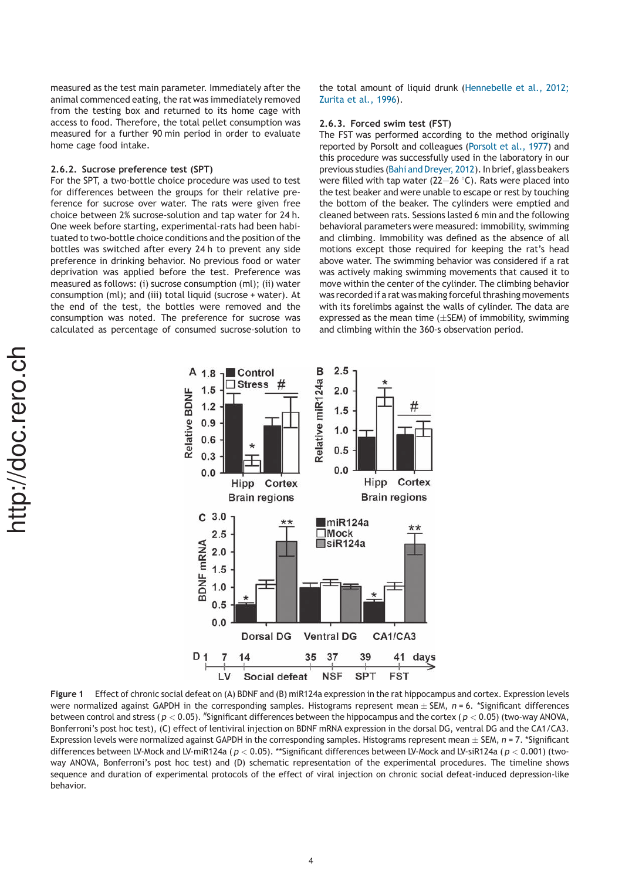measured as the test main parameter. Immediately after the animal commenced eating, the rat was immediately removed from the testing box and returned to its home cage with access to food. Therefore, the total pellet consumption was measured for a further 90 min period in order to evaluate home cage food intake.

### 2.6.2. Sucrose preference test (SPT)

For the SPT, a two-bottle choice procedure was used to test for differences between the groups for their relative preference for sucrose over water. The rats were given free choice between 2% sucrose-solution and tap water for 24 h. One week before starting, experimental-rats had been habituated to two-bottle choice conditions and the position of the bottles was switched after every 24 h to prevent any side preference in drinking behavior. No previous food or water deprivation was applied before the test. Preference was measured as follows: (i) sucrose consumption (ml); (ii) water consumption (ml); and (iii) total liquid (sucrose + water). At the end of the test, the bottles were removed and the consumption was noted. The preference for sucrose was calculated as percentage of consumed sucrose-solution to the total amount of liquid drunk (Hennebelle et al., 2012; Zurita et al., 1996).

### 2.6.3. Forced swim test (FST)

The FST was performed according to the method originally reported by Porsolt and colleagues (Porsolt et al., 1977) and this procedure was successfully used in the laboratory in our previous studies (Bahi and Dreyer, 2012). In brief, glass beakers were filled with tap water (22–26 °C). Rats were placed into the test beaker and were unable to escape or rest by touching the bottom of the beaker. The cylinders were emptied and cleaned between rats. Sessions lasted 6 min and the following behavioral parameters were measured: immobility, swimming and climbing. Immobility was defined as the absence of all motions except those required for keeping the rat's head above water. The swimming behavior was considered if a rat was actively making swimming movements that caused it to move within the center of the cylinder. The climbing behavior was recorded if a rat was making forceful thrashing movements with its forelimbs against the walls of cylinder. The data are expressed as the mean time (±SEM) of immobility, swimming and climbing within the 360-s observation period.

**Figure 1** Effect of chronic social defeat on (A) BDNF and (B) miR124a expression in the rat hippocampus and cortex. Expression levels were normalized against GAPDH in the corresponding samples. Histograms represent mean ± SEM, $n = 6$. *Significant differences between control and stress ($p < 0.05$). #Significant differences between the hippocampus and the cortex ($p < 0.05$) (two-way ANOVA, Bonferroni's post hoc test), (C) effect of lentiviral injection on BDNF mRNA expression in the dorsal DG, ventral DG and the CA1/CA3. Expression levels were normalized against GAPDH in the corresponding samples. Histograms represent mean ± SEM, $n = 7$. *Significant differences between LV-Mock and LV-miR124a ($p < 0.05$). **Significant differences between LV-Mock and LV-siR124a ($p < 0.001$) (two-way ANOVA, Bonferroni's post hoc test) and (D) schematic representation of the experimental procedures. The timeline shows sequence and duration of experimental protocols of the effect of viral injection on chronic social defeat-induced depression-like behavior.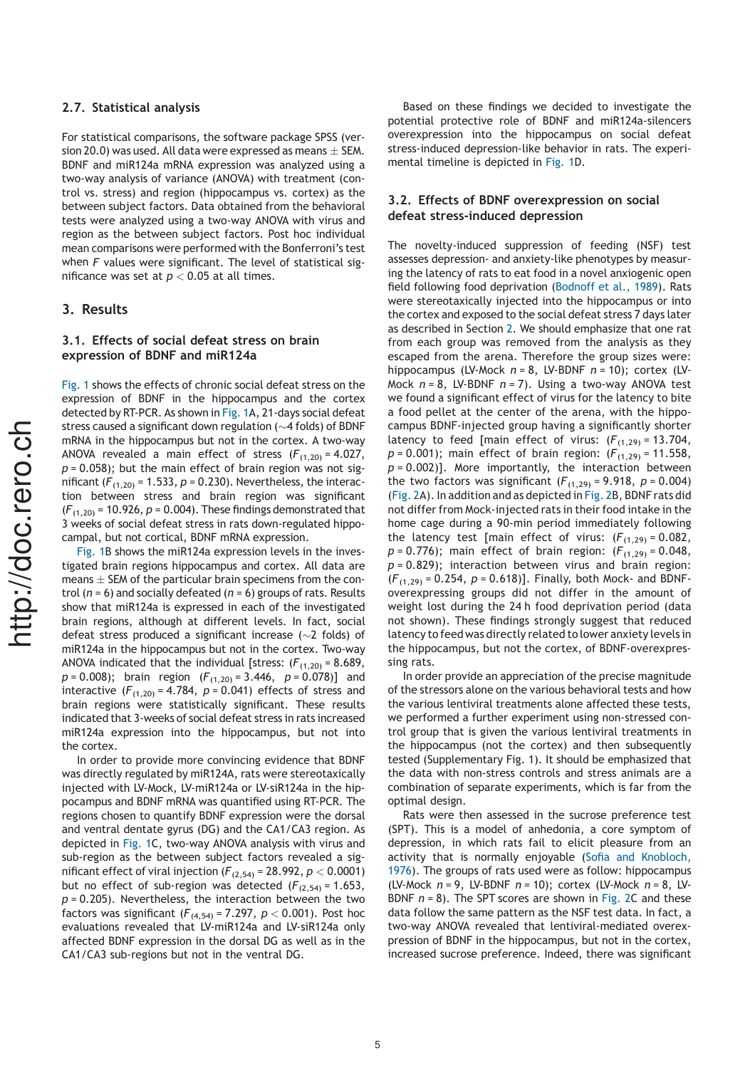### 2.7. Statistical analysis

For statistical comparisons, the software package SPSS (version 20.0) was used. All data were expressed as means ± SEM. BDNF and miR124a mRNA expression was analyzed using a two-way analysis of variance (ANOVA) with treatment (control vs. stress) and region (hippocampus vs. cortex) as the between subject factors. Data obtained from the behavioral tests were analyzed using a two-way ANOVA with virus and region as the between subject factors. Post hoc individual mean comparisons were performed with the Bonferroni's test when $F$ values were significant. The level of statistical significance was set at $p < 0.05$ at all times.

## 3. Results

### 3.1. Effects of social defeat stress on brain expression of BDNF and miR124a

Fig. 1 shows the effects of chronic social defeat stress on the expression of BDNF in the hippocampus and the cortex detected by RT-PCR. As shown in Fig. 1A, 21-days social defeat stress caused a significant down regulation (~4 folds) of BDNF mRNA in the hippocampus but not in the cortex. A two-way ANOVA revealed a main effect of stress ($F_{(1,20)} = 4.027$, $p = 0.058$); but the main effect of brain region was not significant ($F_{(1,20)} = 1.533$, $p = 0.230$). Nevertheless, the interaction between stress and brain region was significant ($F_{(1,20)} = 10.926$, $p = 0.004$). These findings demonstrated that 3 weeks of social defeat stress in rats down-regulated hippocampal, but not cortical, BDNF mRNA expression.

Fig. 1B shows the miR124a expression levels in the investigated brain regions hippocampus and cortex. All data are means ± SEM of the particular brain specimens from the control ($n = 6$) and socially defeated ($n = 6$) groups of rats. Results show that miR124a is expressed in each of the investigated brain regions, although at different levels. In fact, social defeat stress produced a significant increase (~2 folds) of miR124a in the hippocampus but not in the cortex. Two-way ANOVA indicated that the individual [stress: ($F_{(1,20)} = 8.689$, $p = 0.008$); brain region ($F_{(1,20)} = 3.446$, $p = 0.078$)] and interactive ($F_{(1,20)} = 4.784$, $p = 0.041$) effects of stress and brain regions were statistically significant. These results indicated that 3-weeks of social defeat stress in rats increased miR124a expression into the hippocampus, but not into the cortex.

In order to provide more convincing evidence that BDNF was directly regulated by miR124A, rats were stereotaxically injected with LV-Mock, LV-miR124a or LV-siR124a in the hippocampus and BDNF mRNA was quantified using RT-PCR. The regions chosen to quantify BDNF expression were the dorsal and ventral dentate gyrus (DG) and the CA1/CA3 region. As depicted in Fig. 1C, two-way ANOVA analysis with virus and sub-region as the between subject factors revealed a significant effect of viral injection ($F_{(2,54)} = 28.992$, $p < 0.0001$) but no effect of sub-region was detected ($F_{(2,54)} = 1.653$, $p = 0.205$). Nevertheless, the interaction between the two factors was significant ($F_{(4,54)} = 7.297$, $p < 0.001$). Post hoc evaluations revealed that LV-miR124a and LV-siR124a only affected BDNF expression in the dorsal DG as well as in the CA1/CA3 sub-regions but not in the ventral DG.

Based on these findings we decided to investigate the potential protective role of BDNF and miR124a-silencers overexpression into the hippocampus on social defeat stress-induced depression-like behavior in rats. The experimental timeline is depicted in Fig. 1D.

### 3.2. Effects of BDNF overexpression on social defeat stress-induced depression

The novelty-induced suppression of feeding (NSF) test assesses depression- and anxiety-like phenotypes by measuring the latency of rats to eat food in a novel anxiogenic open field following food deprivation (Bodnoff et al., 1989). Rats were stereotaxically injected into the hippocampus or into the cortex and exposed to the social defeat stress 7 days later as described in Section 2. We should emphasize that one rat from each group was removed from the analysis as they escaped from the arena. Therefore the group sizes were: hippocampus (LV-Mock $n = 8$, LV-BDNF $n = 10$); cortex (LV-Mock $n = 8$, LV-BDNF $n = 7$). Using a two-way ANOVA test we found a significant effect of virus for the latency to bite a food pellet at the center of the arena, with the hippocampus BDNF-injected group having a significantly shorter latency to feed [main effect of virus: ($F_{(1,29)} = 13.704$, $p = 0.001$); main effect of brain region: ($F_{(1,29)} = 11.558$, $p = 0.002$)]. More importantly, the interaction between the two factors was significant ($F_{(1,29)} = 9.918$, $p = 0.004$) (Fig. 2A). In addition and as depicted in Fig. 2B, BDNF rats did not differ from Mock-injected rats in their food intake in the home cage during a 90-min period immediately following the latency test [main effect of virus: ($F_{(1,29)} = 0.082$, $p = 0.776$); main effect of brain region: ($F_{(1,29)} = 0.048$, $p = 0.829$); interaction between virus and brain region: ($F_{(1,29)} = 0.254$, $p = 0.618$)]. Finally, both Mock- and BDNF-overexpressing groups did not differ in the amount of weight lost during the 24 h food deprivation period (data not shown). These findings strongly suggest that reduced latency to feed was directly related to lower anxiety levels in the hippocampus, but not the cortex, of BDNF-overexpressing rats.

In order provide an appreciation of the precise magnitude of the stressors alone on the various behavioral tests and how the various lentiviral treatments alone affected these tests, we performed a further experiment using non-stressed control group that is given the various lentiviral treatments in the hippocampus (not the cortex) and then subsequently tested (Supplementary Fig. 1). It should be emphasized that the data with non-stress controls and stress animals are a combination of separate experiments, which is far from the optimal design.

Rats were then assessed in the sucrose preference test (SPT). This is a model of anhedonia, a core symptom of depression, in which rats fail to elicit pleasure from an activity that is normally enjoyable (Sofia and Knobloch, 1976). The groups of rats used were as follow: hippocampus (LV-Mock $n = 9$, LV-BDNF $n = 10$); cortex (LV-Mock $n = 8$, LV-BDNF $n = 8$). The SPT scores are shown in Fig. 2C and these data follow the same pattern as the NSF test data. In fact, a two-way ANOVA revealed that lentiviral-mediated overexpression of BDNF in the hippocampus, but not in the cortex, increased sucrose preference. Indeed, there was significant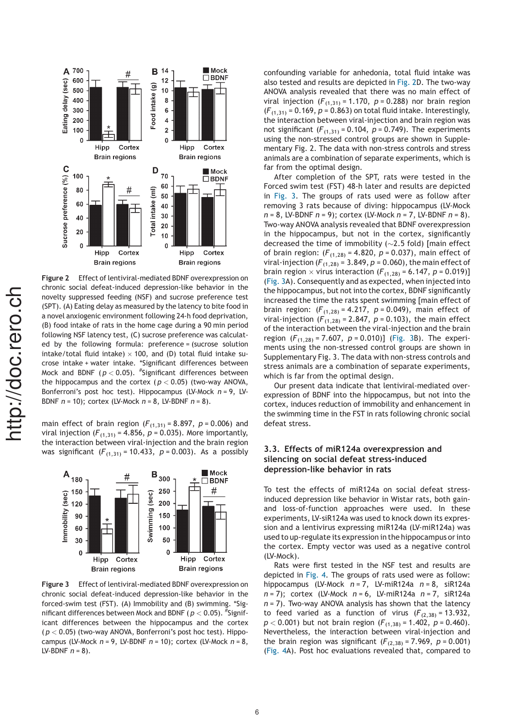**Figure 2** Effect of lentiviral-mediated BDNF overexpression on chronic social defeat-induced depression-like behavior in the novelty suppressed feeding (NSF) and sucrose preference test (SPT). (A) Eating delay as measured by the latency to bite food in a novel anxiogenic environment following 24-h food deprivation, (B) food intake of rats in the home cage during a 90 min period following NSF latency test, (C) sucrose preference was calculated by the following formula: preference = (sucrose solution intake/total fluid intake) × 100, and (D) total fluid intake sucrose intake + water intake. *Significant differences between Mock and BDNF ($p < 0.05$). #Significant differences between the hippocampus and the cortex ($p < 0.05$) (two-way ANOVA, Bonferroni's post hoc test). Hippocampus (LV-Mock $n = 9$, LV-BDNF $n = 10$); cortex (LV-Mock $n = 8$, LV-BDNF $n = 8$).

main effect of brain region ($F_{(1,31)} = 8.897$, $p = 0.006$) and viral injection ($F_{(1,31)} = 4.856$, $p = 0.035$). More importantly, the interaction between viral-injection and the brain region was significant ($F_{(1,31)} = 10.433$, $p = 0.003$). As a possibly confounding variable for anhedonia, total fluid intake was also tested and results are depicted in Fig. 2D. The two-way ANOVA analysis revealed that there was no main effect of viral injection ($F_{(1,31)} = 1.170$, $p = 0.288$) nor brain region ($F_{(1,31)} = 0.169$, $p = 0.863$) on total fluid intake. Interestingly, the interaction between viral-injection and brain region was not significant ($F_{(1,31)} = 0.104$, $p = 0.749$). The experiments using the non-stressed control groups are shown in Supplementary Fig. 2. The data with non-stress controls and stress animals are a combination of separate experiments, which is far from the optimal design.

**Figure 3** Effect of lentiviral-mediated BDNF overexpression on chronic social defeat-induced depression-like behavior in the forced-swim test (FST). (A) Immobility and (B) swimming. *Significant differences between Mock and BDNF ($p < 0.05$). #Significant differences between the hippocampus and the cortex ($p < 0.05$) (two-way ANOVA, Bonferroni's post hoc test). Hippocampus (LV-Mock $n = 9$, LV-BDNF $n = 10$); cortex (LV-Mock $n = 8$, LV-BDNF $n = 8$).

After completion of the SPT, rats were tested in the Forced swim test (FST) 48-h later and results are depicted in Fig. 3. The groups of rats used were as follow after removing 3 rats because of diving: hippocampus (LV-Mock $n = 8$, LV-BDNF $n = 9$); cortex (LV-Mock $n = 7$, LV-BDNF $n = 8$). Two-way ANOVA analysis revealed that BDNF overexpression in the hippocampus, but not in the cortex, significantly decreased the time of immobility (~2.5 fold) [main effect of brain region: ($F_{(1,28)} = 4.820$, $p = 0.037$), main effect of viral-injection ($F_{(1,28)} = 3.849$, $p = 0.060$), the main effect of brain region × virus interaction ($F_{(1,28)} = 6.147$, $p = 0.019$)] (Fig. 3A). Consequently and as expected, when injected into the hippocampus, but not into the cortex, BDNF significantly increased the time the rats spent swimming [main effect of brain region: ($F_{(1,28)} = 4.217$, $p = 0.049$), main effect of viral-injection ($F_{(1,28)} = 2.847$, $p = 0.103$), the main effect of the interaction between the viral-injection and the brain region ($F_{(1,28)} = 7.607$, $p = 0.010$)] (Fig. 3B). The experiments using the non-stressed control groups are shown in Supplementary Fig. 3. The data with non-stress controls and stress animals are a combination of separate experiments, which is far from the optimal design.

Our present data indicate that lentiviral-mediated overexpression of BDNF into the hippocampus, but not into the cortex, induces reduction of immobility and enhancement in the swimming time in the FST in rats following chronic social defeat stress.

### 3.3. Effects of miR124a overexpression and silencing on social defeat stress-induced depression-like behavior in rats

To test the effects of miR124a on social defeat stress-induced depression like behavior in Wistar rats, both gain- and loss-of-function approaches were used. In these experiments, LV-siR124a was used to knock down its expression and a lentivirus expressing miR124a (LV-miR124a) was used to up-regulate its expression in the hippocampus or into the cortex. Empty vector was used as a negative control (LV-Mock).

Rats were first tested in the NSF test and results are depicted in Fig. 4. The groups of rats used were as follow: hippocampus (LV-Mock $n = 7$, LV-miR124a $n = 8$, siR124a $n = 7$); cortex (LV-Mock $n = 6$, LV-miR124a $n = 7$, siR124a $n = 7$). Two-way ANOVA analysis has shown that the latency to feed varied as a function of virus ($F_{(2,38)} = 13.932$, $p < 0.001$) but not brain region ($F_{(1,38)} = 1.402$, $p = 0.460$). Nevertheless, the interaction between viral-injection and the brain region was significant ($F_{(2,38)} = 7.969$, $p = 0.001$) (Fig. 4A). Post hoc evaluations revealed that, compared to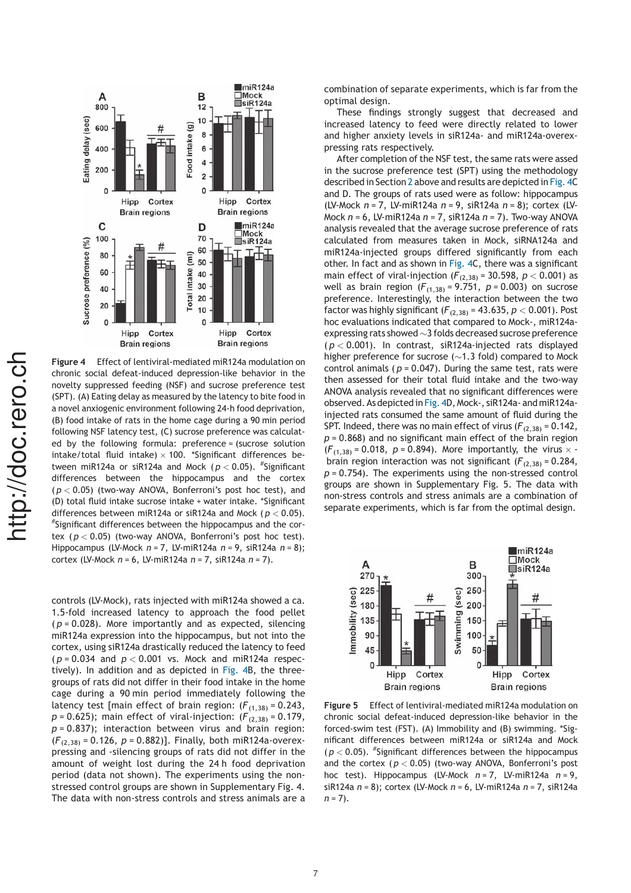**Figure 4** Effect of lentiviral-mediated miR124a modulation on chronic social defeat-induced depression-like behavior in the novelty suppressed feeding (NSF) and sucrose preference test (SPT). (A) Eating delay as measured by the latency to bite food in a novel anxiogenic environment following 24-h food deprivation, (B) food intake of rats in the home cage during a 90 min period following NSF latency test, (C) sucrose preference was calculated by the following formula: preference = (sucrose solution intake/total fluid intake) × 100. *Significant differences between miR124a or siR124a and Mock ($p < 0.05$). #Significant differences between the hippocampus and the cortex ($p < 0.05$) (two-way ANOVA, Bonferroni's post hoc test), and (D) total fluid intake sucrose intake + water intake. *Significant differences between miR124a or siR124a and Mock ($p < 0.05$). #Significant differences between the hippocampus and the cortex ($p < 0.05$) (two-way ANOVA, Bonferroni's post hoc test). Hippocampus (LV-Mock $n = 7$, LV-miR124a $n = 9$, siR124a $n = 8$); cortex (LV-Mock $n = 6$, LV-miR124a $n = 7$, siR124a $n = 7$).

controls (LV-Mock), rats injected with miR124a showed a ca. 1.5-fold increased latency to approach the food pellet ($p = 0.028$). More importantly and as expected, silencing miR124a expression into the hippocampus, but not into the cortex, using siR124a drastically reduced the latency to feed ($p = 0.034$ and $p < 0.001$ vs. Mock and miR124a respectively). In addition and as depicted in Fig. 4B, the three-groups of rats did not differ in their food intake in the home cage during a 90 min period immediately following the latency test [main effect of brain region: ($F_{(1,38)} = 0.243$, $p = 0.625$); main effect of viral-injection: ($F_{(2,38)} = 0.179$, $p = 0.837$); interaction between virus and brain region: ($F_{(2,38)} = 0.126$, $p = 0.882$)]. Finally, both miR124a-overexpressing and -silencing groups of rats did not differ in the amount of weight lost during the 24 h food deprivation period (data not shown). The experiments using the non-stressed control groups are shown in Supplementary Fig. 4. The data with non-stress controls and stress animals are a combination of separate experiments, which is far from the optimal design.

These findings strongly suggest that decreased and increased latency to feed were directly related to lower and higher anxiety levels in siR124a- and miR124a-overexpressing rats respectively.

After completion of the NSF test, the same rats were assed in the sucrose preference test (SPT) using the methodology described in Section 2 above and results are depicted in Fig. 4C and D. The groups of rats used were as follow: hippocampus (LV-Mock $n = 7$, LV-miR124a $n = 9$, siR124a $n = 8$); cortex (LV-Mock $n = 6$, LV-miR124a $n = 7$, siR124a $n = 7$). Two-way ANOVA analysis revealed that the average sucrose preference of rats calculated from measures taken in Mock, siRNA124a and miR124a-injected groups differed significantly from each other. In fact and as shown in Fig. 4C, there was a significant main effect of viral-injection ($F_{(2,38)} = 30.598$, $p < 0.001$) as well as brain region ($F_{(1,38)} = 9.751$, $p = 0.003$) on sucrose preference. Interestingly, the interaction between the two factor was highly significant ($F_{(2,38)} = 43.635$, $p < 0.001$). Post hoc analyses indicated that compared to Mock-, miR124a-expressing rats showed ~3 folds decreased sucrose preference ($p < 0.001$). In contrast, siR124a-injected rats displayed higher preference for sucrose (~1.3 fold) compared to Mock control animals ($p = 0.047$). During the same test, rats were then assessed for their total fluid intake and the two-way ANOVA analysis revealed that no significant differences were observed. As depicted in Fig. 4D, Mock-, siR124a- and miR124a-injected rats consumed the same amount of fluid during the SPT. Indeed, there was no main effect of virus ($F_{(2,38)} = 0.142$, $p = 0.868$) and no significant main effect of the brain region ($F_{(1,38)} = 0.018$, $p = 0.894$). More importantly, the virus × brain region interaction was not significant ($F_{(2,38)} = 0.284$, $p = 0.754$). The experiments using the non-stressed control groups are shown in Supplementary Fig. 5. The data with non-stress controls and stress animals are a combination of separate experiments, which is far from the optimal design.

**Figure 5** Effect of lentiviral-mediated miR124a modulation on chronic social defeat-induced depression-like behavior in the forced-swim test (FST). (A) Immobility and (B) swimming. *Significant differences between miR124a or siR124a and Mock ($p < 0.05$). #Significant differences between the hippocampus and the cortex ($p < 0.05$) (two-way ANOVA, Bonferroni's post hoc test). Hippocampus (LV-Mock $n = 7$, LV-miR124a $n = 9$, siR124a $n = 8$); cortex (LV-Mock $n = 6$, LV-miR124a $n = 7$, siR124a $n = 7$).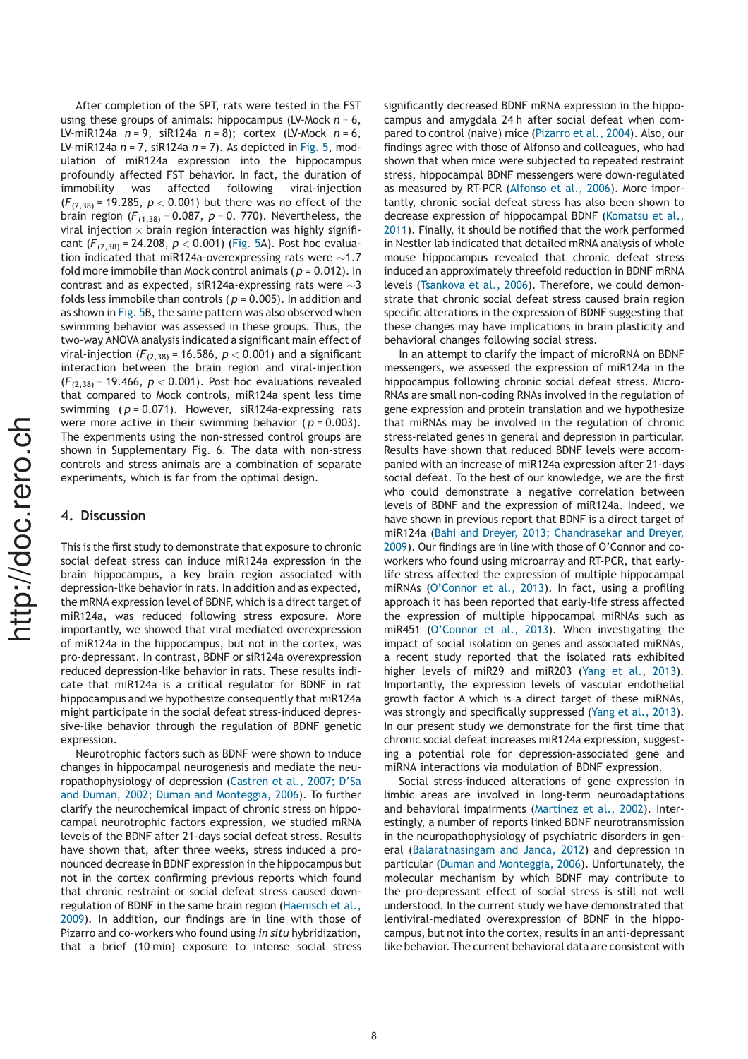After completion of the SPT, rats were tested in the FST using these groups of animals: hippocampus (LV-Mock $n = 6$, LV-miR124a $n = 9$, siR124a $n = 8$); cortex (LV-Mock $n = 6$, LV-miR124a $n = 7$, siR124a $n = 7$). As depicted in Fig. 5, modulation of miR124a expression into the hippocampus profoundly affected FST behavior. In fact, the duration of immobility was affected following viral-injection ($F_{(2,38)} = 19.285$, $p < 0.001$) but there was no effect of the brain region ($F_{(1,38)} = 0.087$, $p = 0.770$). Nevertheless, the viral injection × brain region interaction was highly significant ($F_{(2,38)} = 24.208$, $p < 0.001$) (Fig. 5A). Post hoc evaluation indicated that miR124a-overexpressing rats were ~1.7 fold more immobile than Mock control animals ($p = 0.012$). In contrast and as expected, siR124a-expressing rats were ~3 folds less immobile than controls ($p = 0.005$). In addition and as shown in Fig. 5B, the same pattern was also observed when swimming behavior was assessed in these groups. Thus, the two-way ANOVA analysis indicated a significant main effect of viral-injection ($F_{(2,38)} = 16.586$, $p < 0.001$) and a significant interaction between the brain region and viral-injection ($F_{(2,38)} = 19.466$, $p < 0.001$). Post hoc evaluations revealed that compared to Mock controls, miR124a spent less time swimming ($p = 0.071$). However, siR124a-expressing rats were more active in their swimming behavior ($p = 0.003$). The experiments using the non-stressed control groups are shown in Supplementary Fig. 6. The data with non-stress controls and stress animals are a combination of separate experiments, which is far from the optimal design.

## 4. Discussion

This is the first study to demonstrate that exposure to chronic social defeat stress can induce miR124a expression in the brain hippocampus, a key brain region associated with depression-like behavior in rats. In addition and as expected, the mRNA expression level of BDNF, which is a direct target of miR124a, was reduced following stress exposure. More importantly, we showed that viral mediated overexpression of miR124a in the hippocampus, but not in the cortex, was pro-depressant. In contrast, BDNF or siR124a overexpression reduced depression-like behavior in rats. These results indicate that miR124a is a critical regulator for BDNF in rat hippocampus and we hypothesize consequently that miR124a might participate in the social defeat stress-induced depressive-like behavior through the regulation of BDNF genetic expression.

Neurotrophic factors such as BDNF were shown to induce changes in hippocampal neurogenesis and mediate the neuropathophysiology of depression (Castren et al., 2007; D'Sa and Duman, 2002; Duman and Monteggia, 2006). To further clarify the neurochemical impact of chronic stress on hippocampal neurotrophic factors expression, we studied mRNA levels of the BDNF after 21-days social defeat stress. Results have shown that, after three weeks, stress induced a pronounced decrease in BDNF expression in the hippocampus but not in the cortex confirming previous reports which found that chronic restraint or social defeat stress caused down-regulation of BDNF in the same brain region (Haenisch et al., 2009). In addition, our findings are in line with those of Pizarro and co-workers who found using *in situ* hybridization, that a brief (10 min) exposure to intense social stress significantly decreased BDNF mRNA expression in the hippocampus and amygdala 24 h after social defeat when compared to control (naive) mice (Pizarro et al., 2004). Also, our findings agree with those of Alfonso and colleagues, who had shown that when mice were subjected to repeated restraint stress, hippocampal BDNF messengers were down-regulated as measured by RT-PCR (Alfonso et al., 2006). More importantly, chronic social defeat stress has also been shown to decrease expression of hippocampal BDNF (Komatsu et al., 2011). Finally, it should be notified that the work performed in Nestler lab indicated that detailed mRNA analysis of whole mouse hippocampus revealed that chronic defeat stress induced an approximately threefold reduction in BDNF mRNA levels (Tsankova et al., 2006). Therefore, we could demonstrate that chronic social defeat stress caused brain region specific alterations in the expression of BDNF suggesting that these changes may have implications in brain plasticity and behavioral changes following social stress.

In an attempt to clarify the impact of microRNA on BDNF messengers, we assessed the expression of miR124a in the hippocampus following chronic social defeat stress. MicroRNAs are small non-coding RNAs involved in the regulation of gene expression and protein translation and we hypothesize that miRNAs may be involved in the regulation of chronic stress-related genes in general and depression in particular. Results have shown that reduced BDNF levels were accompanied with an increase of miR124a expression after 21-days social defeat. To the best of our knowledge, we are the first who could demonstrate a negative correlation between levels of BDNF and the expression of miR124a. Indeed, we have shown in previous report that BDNF is a direct target of miR124a (Bahi and Dreyer, 2013; Chandrasekar and Dreyer, 2009). Our findings are in line with those of O'Connor and co-workers who found using microarray and RT-PCR, that early-life stress affected the expression of multiple hippocampal miRNAs (O'Connor et al., 2013). In fact, using a profiling approach it has been reported that early-life stress affected the expression of multiple hippocampal miRNAs such as miR451 (O'Connor et al., 2013). When investigating the impact of social isolation on genes and associated miRNAs, a recent study reported that the isolated rats exhibited higher levels of miR29 and miR203 (Yang et al., 2013). Importantly, the expression levels of vascular endothelial growth factor A which is a direct target of these miRNAs, was strongly and specifically suppressed (Yang et al., 2013). In our present study we demonstrate for the first time that chronic social defeat increases miR124a expression, suggesting a potential role for depression-associated gene and miRNA interactions via modulation of BDNF expression.

Social stress-induced alterations of gene expression in limbic areas are involved in long-term neuroadaptations and behavioral impairments (Martinez et al., 2002). Interestingly, a number of reports linked BDNF neurotransmission in the neuropathophysiology of psychiatric disorders in general (Balaratnasingam and Janca, 2012) and depression in particular (Duman and Monteggia, 2006). Unfortunately, the molecular mechanism by which BDNF may contribute to the pro-depressant effect of social stress is still not well understood. In the current study we have demonstrated that lentiviral-mediated overexpression of BDNF in the hippocampus, but not into the cortex, results in an anti-depressant like behavior. The current behavioral data are consistent with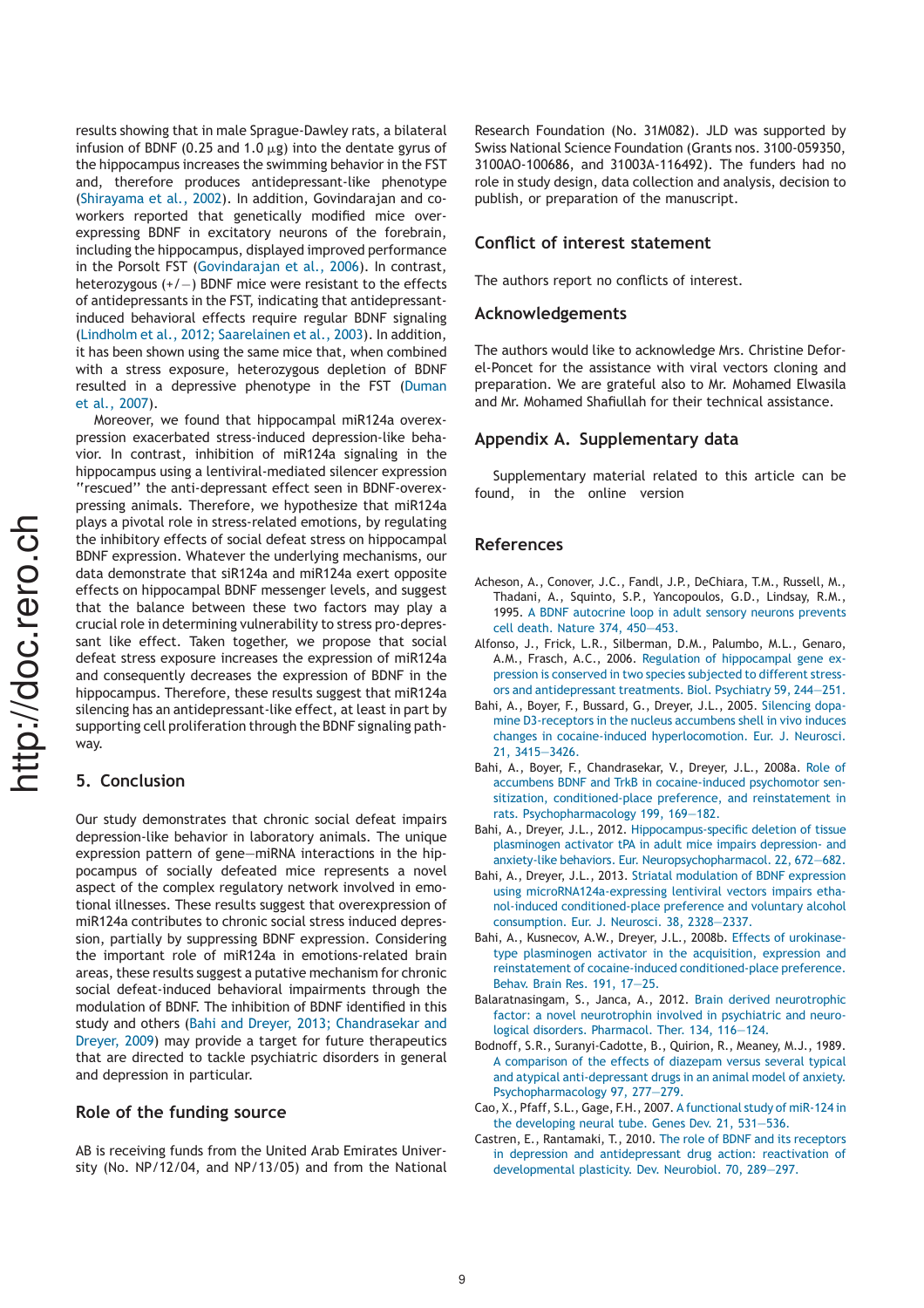results showing that in male Sprague-Dawley rats, a bilateral infusion of BDNF (0.25 and 1.0 $\mu$g) into the dentate gyrus of the hippocampus increases the swimming behavior in the FST and, therefore produces antidepressant-like phenotype (Shirayama et al., 2002). In addition, Govindarajan and coworkers reported that genetically modified mice overexpressing BDNF in excitatory neurons of the forebrain, including the hippocampus, displayed improved performance in the Porsolt FST (Govindarajan et al., 2006). In contrast, heterozygous (+/−) BDNF mice were resistant to the effects of antidepressants in the FST, indicating that antidepressant-induced behavioral effects require regular BDNF signaling (Lindholm et al., 2012; Saarelainen et al., 2003). In addition, it has been shown using the same mice that, when combined with a stress exposure, heterozygous depletion of BDNF resulted in a depressive phenotype in the FST (Duman et al., 2007).

Moreover, we found that hippocampal miR124a overexpression exacerbated stress-induced depression-like behavior. In contrast, inhibition of miR124a signaling in the hippocampus using a lentiviral-mediated silencer expression "rescued" the anti-depressant effect seen in BDNF-overexpressing animals. Therefore, we hypothesize that miR124a plays a pivotal role in stress-related emotions, by regulating the inhibitory effects of social defeat stress on hippocampal BDNF expression. Whatever the underlying mechanisms, our data demonstrate that siR124a and miR124a exert opposite effects on hippocampal BDNF messenger levels, and suggest that the balance between these two factors may play a crucial role in determining vulnerability to stress pro-depressant like effect. Taken together, we propose that social defeat stress exposure increases the expression of miR124a and consequently decreases the expression of BDNF in the hippocampus. Therefore, these results suggest that miR124a silencing has an antidepressant-like effect, at least in part by supporting cell proliferation through the BDNF signaling pathway.

## 5. Conclusion

Our study demonstrates that chronic social defeat impairs depression-like behavior in laboratory animals. The unique expression pattern of gene–miRNA interactions in the hippocampus of socially defeated mice represents a novel aspect of the complex regulatory network involved in emotional illnesses. These results suggest that overexpression of miR124a contributes to chronic social stress induced depression, partially by suppressing BDNF expression. Considering the important role of miR124a in emotions-related brain areas, these results suggest a putative mechanism for chronic social defeat-induced behavioral impairments through the modulation of BDNF. The inhibition of BDNF identified in this study and others (Bahi and Dreyer, 2013; Chandrasekar and Dreyer, 2009) may provide a target for future therapeutics that are directed to tackle psychiatric disorders in general and depression in particular.

## Role of the funding source

AB is receiving funds from the United Arab Emirates University (No. NP/12/04, and NP/13/05) and from the National Research Foundation (No. 31M082). JLD was supported by Swiss National Science Foundation (Grants nos. 3100-059350, 3100AO-100686, and 31003A-116492). The funders had no role in study design, data collection and analysis, decision to publish, or preparation of the manuscript.

## Conflict of interest statement

The authors report no conflicts of interest.

## Acknowledgements

The authors would like to acknowledge Mrs. Christine Deforel-Poncet for the assistance with viral vectors cloning and preparation. We are grateful also to Mr. Mohamed Elwasila and Mr. Mohamed Shafiullah for their technical assistance.

## Appendix A. Supplementary data

Supplementary material related to this article can be found, in the online version

## References

Acheson, A., Conover, J.C., Fandl, J.P., DeChiara, T.M., Russell, M., Thadani, A., Squinto, S.P., Yancopoulos, G.D., Lindsay, R.M., 1995. A BDNF autocrine loop in adult sensory neurons prevents cell death. Nature 374, 450–453.

Alfonso, J., Frick, L.R., Silberman, D.M., Palumbo, M.L., Genaro, A.M., Frasch, A.C., 2006. Regulation of hippocampal gene expression is conserved in two species subjected to different stressors and antidepressant treatments. Biol. Psychiatry 59, 244–251.

Bahi, A., Boyer, F., Bussard, G., Dreyer, J.L., 2005. Silencing dopamine D3-receptors in the nucleus accumbens shell in vivo induces changes in cocaine-induced hyperlocomotion. Eur. J. Neurosci. 21, 3415–3426.

Bahi, A., Boyer, F., Chandrasekar, V., Dreyer, J.L., 2008a. Role of accumbens BDNF and TrkB in cocaine-induced psychomotor sensitization, conditioned-place preference, and reinstatement in rats. Psychopharmacology 199, 169–182.

Bahi, A., Dreyer, J.L., 2012. Hippocampus-specific deletion of tissue plasminogen activator tPA in adult mice impairs depression- and anxiety-like behaviors. Eur. Neuropsychopharmacol. 22, 672–682.

Bahi, A., Dreyer, J.L., 2013. Striatal modulation of BDNF expression using microRNA124a-expressing lentiviral vectors impairs ethanol-induced conditioned-place preference and voluntary alcohol consumption. Eur. J. Neurosci. 38, 2328–2337.

Bahi, A., Kusnecov, A.W., Dreyer, J.L., 2008b. Effects of urokinase-type plasminogen activator in the acquisition, expression and reinstatement of cocaine-induced conditioned-place preference. Behav. Brain Res. 191, 17–25.

Balaratnasingam, S., Janca, A., 2012. Brain derived neurotrophic factor: a novel neurotrophin involved in psychiatric and neurological disorders. Pharmacol. Ther. 134, 116–124.

Bodnoff, S.R., Suranyi-Cadotte, B., Quirion, R., Meaney, M.J., 1989. A comparison of the effects of diazepam versus several typical and atypical anti-depressant drugs in an animal model of anxiety. Psychopharmacology 97, 277–279.

Cao, X., Pfaff, S.L., Gage, F.H., 2007. A functional study of miR-124 in the developing neural tube. Genes Dev. 21, 531–536.

Castren, E., Rantamaki, T., 2010. The role of BDNF and its receptors in depression and antidepressant drug action: reactivation of developmental plasticity. Dev. Neurobiol. 70, 289–297.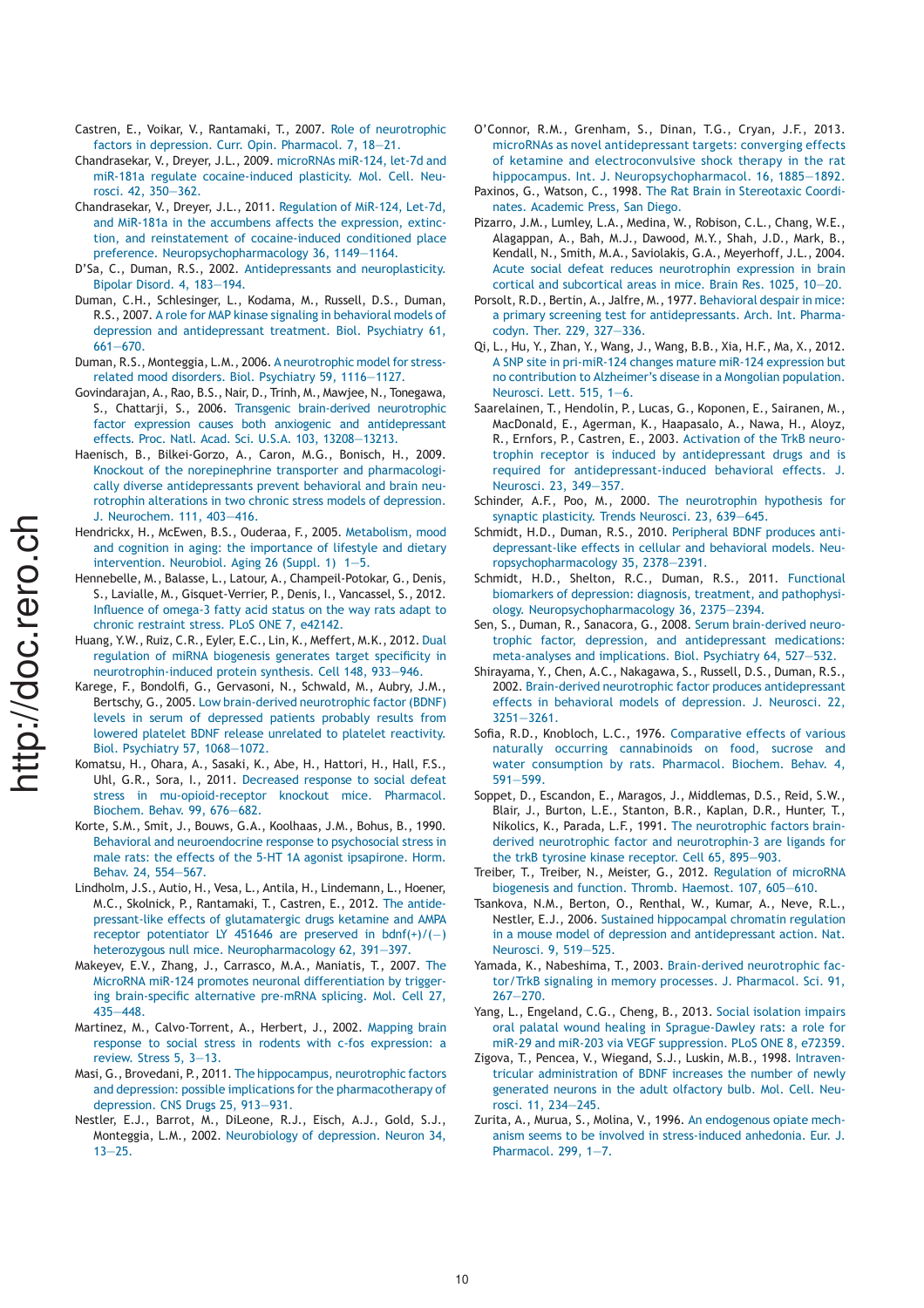Castren, E., Voikar, V., Rantamaki, T., 2007. Role of neurotrophic factors in depression. Curr. Opin. Pharmacol. 7, 18–21.

Chandrasekar, V., Dreyer, J.L., 2009. microRNAs miR-124, let-7d and miR-181a regulate cocaine-induced plasticity. Mol. Cell. Neurosci. 42, 350–362.

Chandrasekar, V., Dreyer, J.L., 2011. Regulation of MiR-124, Let-7d, and MiR-181a in the accumbens affects the expression, extinction, and reinstatement of cocaine-induced conditioned place preference. Neuropsychopharmacology 36, 1149–1164.

D'Sa, C., Duman, R.S., 2002. Antidepressants and neuroplasticity. Bipolar Disord. 4, 183–194.

Duman, C.H., Schlesinger, L., Kodama, M., Russell, D.S., Duman, R.S., 2007. A role for MAP kinase signaling in behavioral models of depression and antidepressant treatment. Biol. Psychiatry 61, 661–670.

Duman, R.S., Monteggia, L.M., 2006. A neurotrophic model for stress-related mood disorders. Biol. Psychiatry 59, 1116–1127.

Govindarajan, A., Rao, B.S., Nair, D., Trinh, M., Mawjee, N., Tonegawa, S., Chattarji, S., 2006. Transgenic brain-derived neurotrophic factor expression causes both anxiogenic and antidepressant effects. Proc. Natl. Acad. Sci. U.S.A. 103, 13208–13213.

Haenisch, B., Bilkei-Gorzo, A., Caron, M.G., Bonisch, H., 2009. Knockout of the norepinephrine transporter and pharmacologically diverse antidepressants prevent behavioral and brain neurotrophin alterations in two chronic stress models of depression. J. Neurochem. 111, 403–416.

Hendrickx, H., McEwen, B.S., Ouderaa, F., 2005. Metabolism, mood and cognition in aging: the importance of lifestyle and dietary intervention. Neurobiol. Aging 26 (Suppl. 1) 1–5.

Hennebelle, M., Balasse, L., Latour, A., Champeil-Potokar, G., Denis, S., Lavialle, M., Gisquet-Verrier, P., Denis, I., Vancassel, S., 2012. Influence of omega-3 fatty acid status on the way rats adapt to chronic restraint stress. PLoS ONE 7, e42142.

Huang, Y.W., Ruiz, C.R., Eyler, E.C., Lin, K., Meffert, M.K., 2012. Dual regulation of miRNA biogenesis generates target specificity in neurotrophin-induced protein synthesis. Cell 148, 933–946.

Karege, F., Bondolfi, G., Gervasoni, N., Schwald, M., Aubry, J.M., Bertschy, G., 2005. Low brain-derived neurotrophic factor (BDNF) levels in serum of depressed patients probably results from lowered platelet BDNF release unrelated to platelet reactivity. Biol. Psychiatry 57, 1068–1072.

Komatsu, H., Ohara, A., Sasaki, K., Abe, H., Hattori, H., Hall, F.S., Uhl, G.R., Sora, I., 2011. Decreased response to social defeat stress in mu-opioid-receptor knockout mice. Pharmacol. Biochem. Behav. 99, 676–682.

Korte, S.M., Smit, J., Bouws, G.A., Koolhaas, J.M., Bohus, B., 1990. Behavioral and neuroendocrine response to psychosocial stress in male rats: the effects of the 5-HT 1A agonist ipsapirone. Horm. Behav. 24, 554–567.

Lindholm, J.S., Autio, H., Vesa, L., Antila, H., Lindemann, L., Hoener, M.C., Skolnick, P., Rantamaki, T., Castren, E., 2012. The antidepressant-like effects of glutamatergic drugs ketamine and AMPA receptor potentiator LY 451646 are preserved in bdnf(+)/(−) heterozygous null mice. Neuropharmacology 62, 391–397.

Makeyev, E.V., Zhang, J., Carrasco, M.A., Maniatis, T., 2007. The MicroRNA miR-124 promotes neuronal differentiation by triggering brain-specific alternative pre-mRNA splicing. Mol. Cell 27, 435–448.

Martinez, M., Calvo-Torrent, A., Herbert, J., 2002. Mapping brain response to social stress in rodents with c-fos expression: a review. Stress 5, 3–13.

Masi, G., Brovedani, P., 2011. The hippocampus, neurotrophic factors and depression: possible implications for the pharmacotherapy of depression. CNS Drugs 25, 913–931.

Nestler, E.J., Barrot, M., DiLeone, R.J., Eisch, A.J., Gold, S.J., Monteggia, L.M., 2002. Neurobiology of depression. Neuron 34, 13–25.

O'Connor, R.M., Grenham, S., Dinan, T.G., Cryan, J.F., 2013. microRNAs as novel antidepressant targets: converging effects of ketamine and electroconvulsive shock therapy in the rat hippocampus. Int. J. Neuropsychopharmacol. 16, 1885–1892.

Paxinos, G., Watson, C., 1998. The Rat Brain in Stereotaxic Coordinates. Academic Press, San Diego.

Pizarro, J.M., Lumley, L.A., Medina, W., Robison, C.L., Chang, W.E., Alagappan, A., Bah, M.J., Dawood, M.Y., Shah, J.D., Mark, B., Kendall, N., Smith, M.A., Saviolakis, G.A., Meyerhoff, J.L., 2004. Acute social defeat reduces neurotrophin expression in brain cortical and subcortical areas in mice. Brain Res. 1025, 10–20.

Porsolt, R.D., Bertin, A., Jalfre, M., 1977. Behavioral despair in mice: a primary screening test for antidepressants. Arch. Int. Pharmacodyn. Ther. 229, 327–336.

Qi, L., Hu, Y., Zhan, Y., Wang, J., Wang, B.B., Xia, H.F., Ma, X., 2012. A SNP site in pri-miR-124 changes mature miR-124 expression but no contribution to Alzheimer's disease in a Mongolian population. Neurosci. Lett. 515, 1–6.

Saarelainen, T., Hendolin, P., Lucas, G., Koponen, E., Sairanen, M., MacDonald, E., Agerman, K., Haapasalo, A., Nawa, H., Aloyz, R., Ernfors, P., Castren, E., 2003. Activation of the TrkB neurotrophin receptor is induced by antidepressant drugs and is required for antidepressant-induced behavioral effects. J. Neurosci. 23, 349–357.

Schinder, A.F., Poo, M., 2000. The neurotrophin hypothesis for synaptic plasticity. Trends Neurosci. 23, 639–645.

Schmidt, H.D., Duman, R.S., 2010. Peripheral BDNF produces antidepressant-like effects in cellular and behavioral models. Neuropsychopharmacology 35, 2378–2391.

Schmidt, H.D., Shelton, R.C., Duman, R.S., 2011. Functional biomarkers of depression: diagnosis, treatment, and pathophysiology. Neuropsychopharmacology 36, 2375–2394.

Sen, S., Duman, R., Sanacora, G., 2008. Serum brain-derived neurotrophic factor, depression, and antidepressant medications: meta-analyses and implications. Biol. Psychiatry 64, 527–532.

Shirayama, Y., Chen, A.C., Nakagawa, S., Russell, D.S., Duman, R.S., 2002. Brain-derived neurotrophic factor produces antidepressant effects in behavioral models of depression. J. Neurosci. 22, 3251–3261.

Sofia, R.D., Knobloch, L.C., 1976. Comparative effects of various naturally occurring cannabinoids on food, sucrose and water consumption by rats. Pharmacol. Biochem. Behav. 4, 591–599.

Soppet, D., Escandon, E., Maragos, J., Middlemas, D.S., Reid, S.W., Blair, J., Burton, L.E., Stanton, B.R., Kaplan, D.R., Hunter, T., Nikolics, K., Parada, L.F., 1991. The neurotrophic factors brain-derived neurotrophic factor and neurotrophin-3 are ligands for the trkB tyrosine kinase receptor. Cell 65, 895–903.

Treiber, T., Treiber, N., Meister, G., 2012. Regulation of microRNA biogenesis and function. Thromb. Haemost. 107, 605–610.

Tsankova, N.M., Berton, O., Renthal, W., Kumar, A., Neve, R.L., Nestler, E.J., 2006. Sustained hippocampal chromatin regulation in a mouse model of depression and antidepressant action. Nat. Neurosci. 9, 519–525.

Yamada, K., Nabeshima, T., 2003. Brain-derived neurotrophic factor/TrkB signaling in memory processes. J. Pharmacol. Sci. 91, 267–270.

Yang, L., Engeland, C.G., Cheng, B., 2013. Social isolation impairs oral palatal wound healing in Sprague-Dawley rats: a role for miR-29 and miR-203 via VEGF suppression. PLoS ONE 8, e72359.

Zigova, T., Pencea, V., Wiegand, S.J., Luskin, M.B., 1998. Intraventricular administration of BDNF increases the number of newly generated neurons in the adult olfactory bulb. Mol. Cell. Neurosci. 11, 234–245.

Zurita, A., Murua, S., Molina, V., 1996. An endogenous opiate mechanism seems to be involved in stress-induced anhedonia. Eur. J. Pharmacol. 299, 1–7.